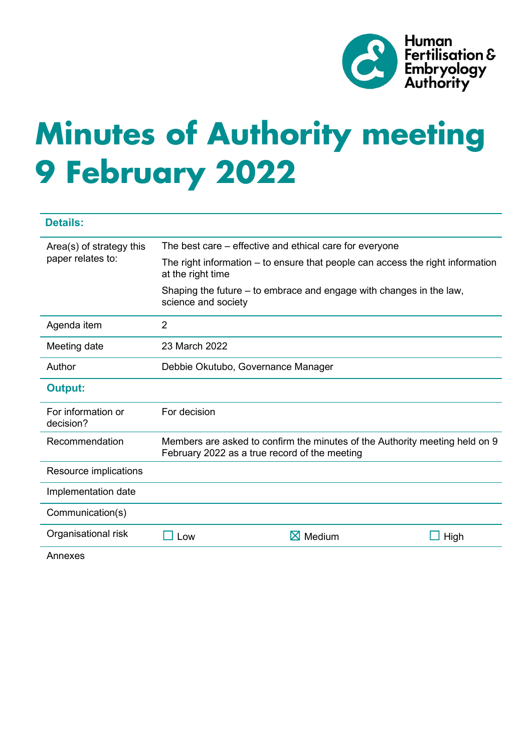# Minutes of Authority meeting 9 February 2022

| **Details:** | | | |
|---|---|---|---|
| Area(s) of strategy this paper relates to: | The best care – effective and ethical care for everyone<br>The right information – to ensure that people can access the right information at the right time<br>Shaping the future – to embrace and engage with changes in the law, science and society | | |
| Agenda item | 2 | | |
| Meeting date | 23 March 2022 | | |
| Author | Debbie Okutubo, Governance Manager | | |
| **Output:** | | | |
| For information or decision? | For decision | | |
| Recommendation | Members are asked to confirm the minutes of the Authority meeting held on 9 February 2022 as a true record of the meeting | | |
| Resource implications | | | |
| Implementation date | | | |
| Communication(s) | | | |
| Organisational risk | ☐ Low | ☒ Medium | ☐ High |
| Annexes | | | |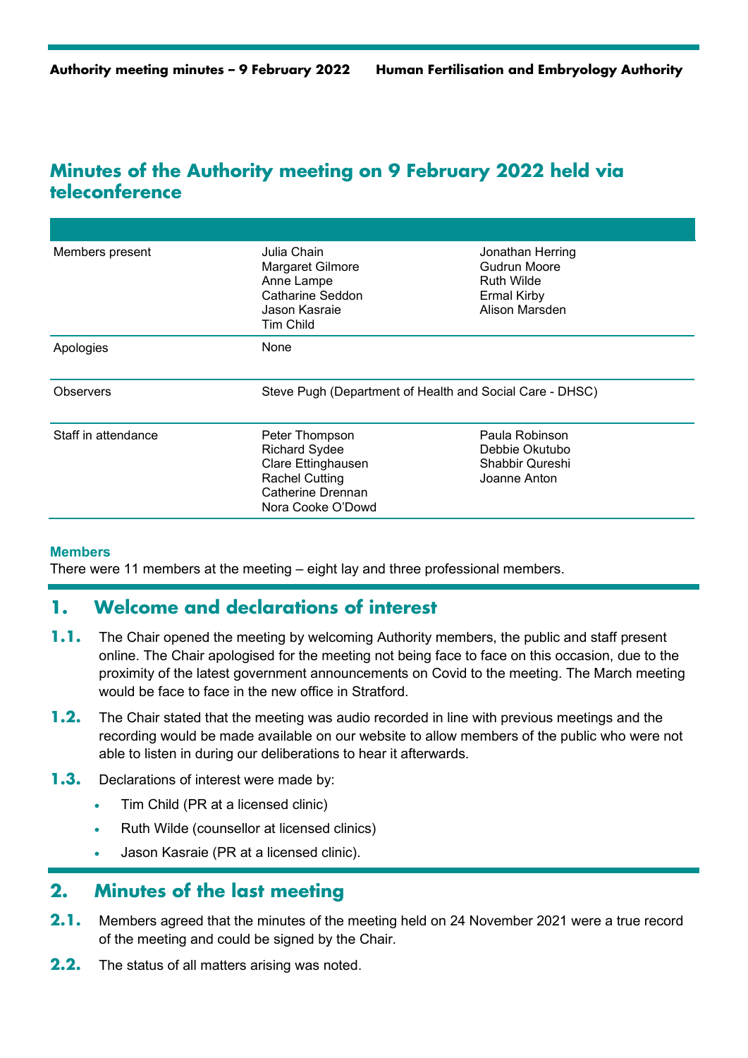## Minutes of the Authority meeting on 9 February 2022 held via teleconference

| | | |
|---|---|---|
| Members present | Julia Chain<br>Margaret Gilmore<br>Anne Lampe<br>Catharine Seddon<br>Jason Kasraie<br>Tim Child | Jonathan Herring<br>Gudrun Moore<br>Ruth Wilde<br>Ermal Kirby<br>Alison Marsden |
| Apologies | None | |
| Observers | Steve Pugh (Department of Health and Social Care - DHSC) | |
| Staff in attendance | Peter Thompson<br>Richard Sydee<br>Clare Ettinghausen<br>Rachel Cutting<br>Catherine Drennan<br>Nora Cooke O'Dowd | Paula Robinson<br>Debbie Okutubo<br>Shabbir Qureshi<br>Joanne Anton |

**Members**

There were 11 members at the meeting – eight lay and three professional members.

## 1. Welcome and declarations of interest

**1.1.** The Chair opened the meeting by welcoming Authority members, the public and staff present online. The Chair apologised for the meeting not being face to face on this occasion, due to the proximity of the latest government announcements on Covid to the meeting. The March meeting would be face to face in the new office in Stratford.

**1.2.** The Chair stated that the meeting was audio recorded in line with previous meetings and the recording would be made available on our website to allow members of the public who were not able to listen in during our deliberations to hear it afterwards.

**1.3.** Declarations of interest were made by:

- Tim Child (PR at a licensed clinic)
- Ruth Wilde (counsellor at licensed clinics)
- Jason Kasraie (PR at a licensed clinic).

## 2. Minutes of the last meeting

**2.1.** Members agreed that the minutes of the meeting held on 24 November 2021 were a true record of the meeting and could be signed by the Chair.

**2.2.** The status of all matters arising was noted.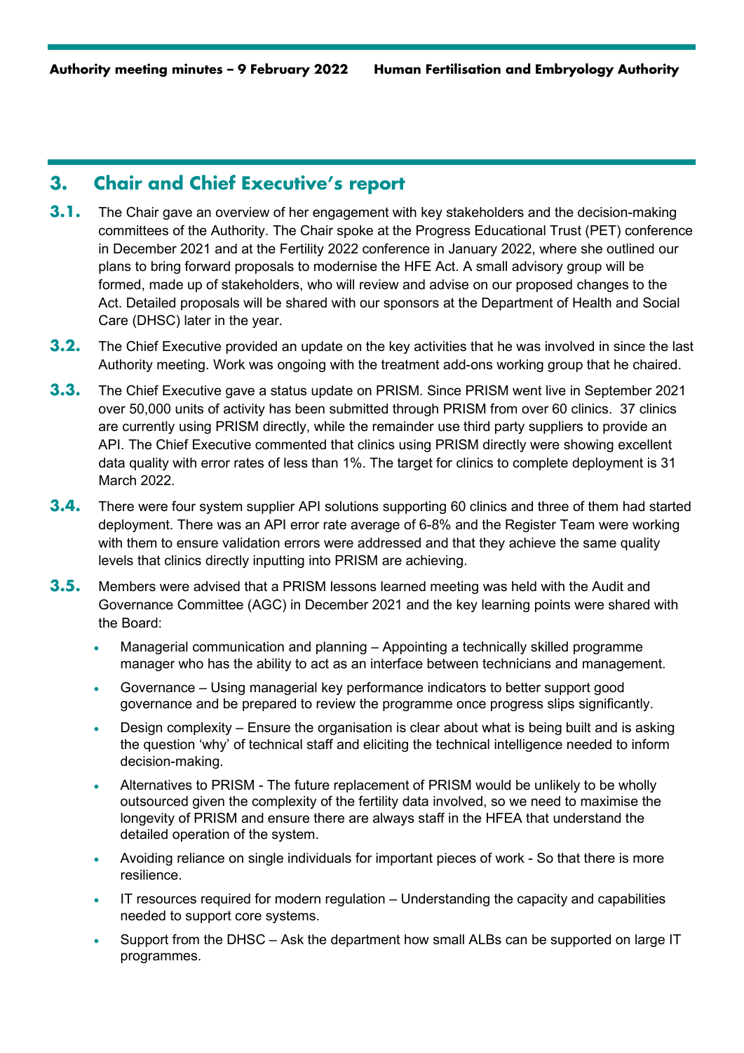## 3. Chair and Chief Executive's report

**3.1.** The Chair gave an overview of her engagement with key stakeholders and the decision-making committees of the Authority. The Chair spoke at the Progress Educational Trust (PET) conference in December 2021 and at the Fertility 2022 conference in January 2022, where she outlined our plans to bring forward proposals to modernise the HFE Act. A small advisory group will be formed, made up of stakeholders, who will review and advise on our proposed changes to the Act. Detailed proposals will be shared with our sponsors at the Department of Health and Social Care (DHSC) later in the year.

**3.2.** The Chief Executive provided an update on the key activities that he was involved in since the last Authority meeting. Work was ongoing with the treatment add-ons working group that he chaired.

**3.3.** The Chief Executive gave a status update on PRISM. Since PRISM went live in September 2021 over 50,000 units of activity has been submitted through PRISM from over 60 clinics. 37 clinics are currently using PRISM directly, while the remainder use third party suppliers to provide an API. The Chief Executive commented that clinics using PRISM directly were showing excellent data quality with error rates of less than 1%. The target for clinics to complete deployment is 31 March 2022.

**3.4.** There were four system supplier API solutions supporting 60 clinics and three of them had started deployment. There was an API error rate average of 6-8% and the Register Team were working with them to ensure validation errors were addressed and that they achieve the same quality levels that clinics directly inputting into PRISM are achieving.

**3.5.** Members were advised that a PRISM lessons learned meeting was held with the Audit and Governance Committee (AGC) in December 2021 and the key learning points were shared with the Board:

- Managerial communication and planning – Appointing a technically skilled programme manager who has the ability to act as an interface between technicians and management.
- Governance – Using managerial key performance indicators to better support good governance and be prepared to review the programme once progress slips significantly.
- Design complexity – Ensure the organisation is clear about what is being built and is asking the question 'why' of technical staff and eliciting the technical intelligence needed to inform decision-making.
- Alternatives to PRISM - The future replacement of PRISM would be unlikely to be wholly outsourced given the complexity of the fertility data involved, so we need to maximise the longevity of PRISM and ensure there are always staff in the HFEA that understand the detailed operation of the system.
- Avoiding reliance on single individuals for important pieces of work - So that there is more resilience.
- IT resources required for modern regulation – Understanding the capacity and capabilities needed to support core systems.
- Support from the DHSC – Ask the department how small ALBs can be supported on large IT programmes.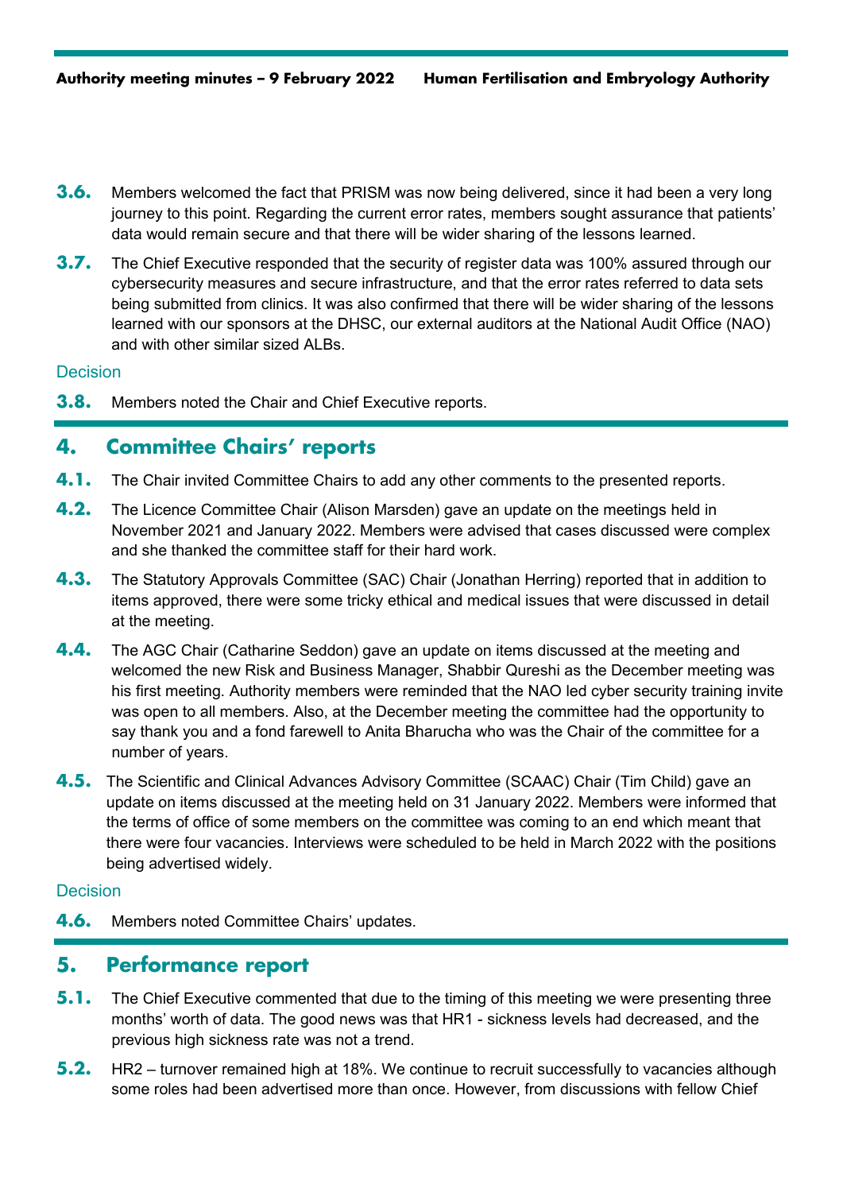**3.6.** Members welcomed the fact that PRISM was now being delivered, since it had been a very long journey to this point. Regarding the current error rates, members sought assurance that patients' data would remain secure and that there will be wider sharing of the lessons learned.

**3.7.** The Chief Executive responded that the security of register data was 100% assured through our cybersecurity measures and secure infrastructure, and that the error rates referred to data sets being submitted from clinics. It was also confirmed that there will be wider sharing of the lessons learned with our sponsors at the DHSC, our external auditors at the National Audit Office (NAO) and with other similar sized ALBs.

Decision

**3.8.** Members noted the Chair and Chief Executive reports.

## 4. Committee Chairs' reports

**4.1.** The Chair invited Committee Chairs to add any other comments to the presented reports.

**4.2.** The Licence Committee Chair (Alison Marsden) gave an update on the meetings held in November 2021 and January 2022. Members were advised that cases discussed were complex and she thanked the committee staff for their hard work.

**4.3.** The Statutory Approvals Committee (SAC) Chair (Jonathan Herring) reported that in addition to items approved, there were some tricky ethical and medical issues that were discussed in detail at the meeting.

**4.4.** The AGC Chair (Catharine Seddon) gave an update on items discussed at the meeting and welcomed the new Risk and Business Manager, Shabbir Qureshi as the December meeting was his first meeting. Authority members were reminded that the NAO led cyber security training invite was open to all members. Also, at the December meeting the committee had the opportunity to say thank you and a fond farewell to Anita Bharucha who was the Chair of the committee for a number of years.

**4.5.** The Scientific and Clinical Advances Advisory Committee (SCAAC) Chair (Tim Child) gave an update on items discussed at the meeting held on 31 January 2022. Members were informed that the terms of office of some members on the committee was coming to an end which meant that there were four vacancies. Interviews were scheduled to be held in March 2022 with the positions being advertised widely.

Decision

**4.6.** Members noted Committee Chairs' updates.

## 5. Performance report

**5.1.** The Chief Executive commented that due to the timing of this meeting we were presenting three months' worth of data. The good news was that HR1 - sickness levels had decreased, and the previous high sickness rate was not a trend.

**5.2.** HR2 – turnover remained high at 18%. We continue to recruit successfully to vacancies although some roles had been advertised more than once. However, from discussions with fellow Chief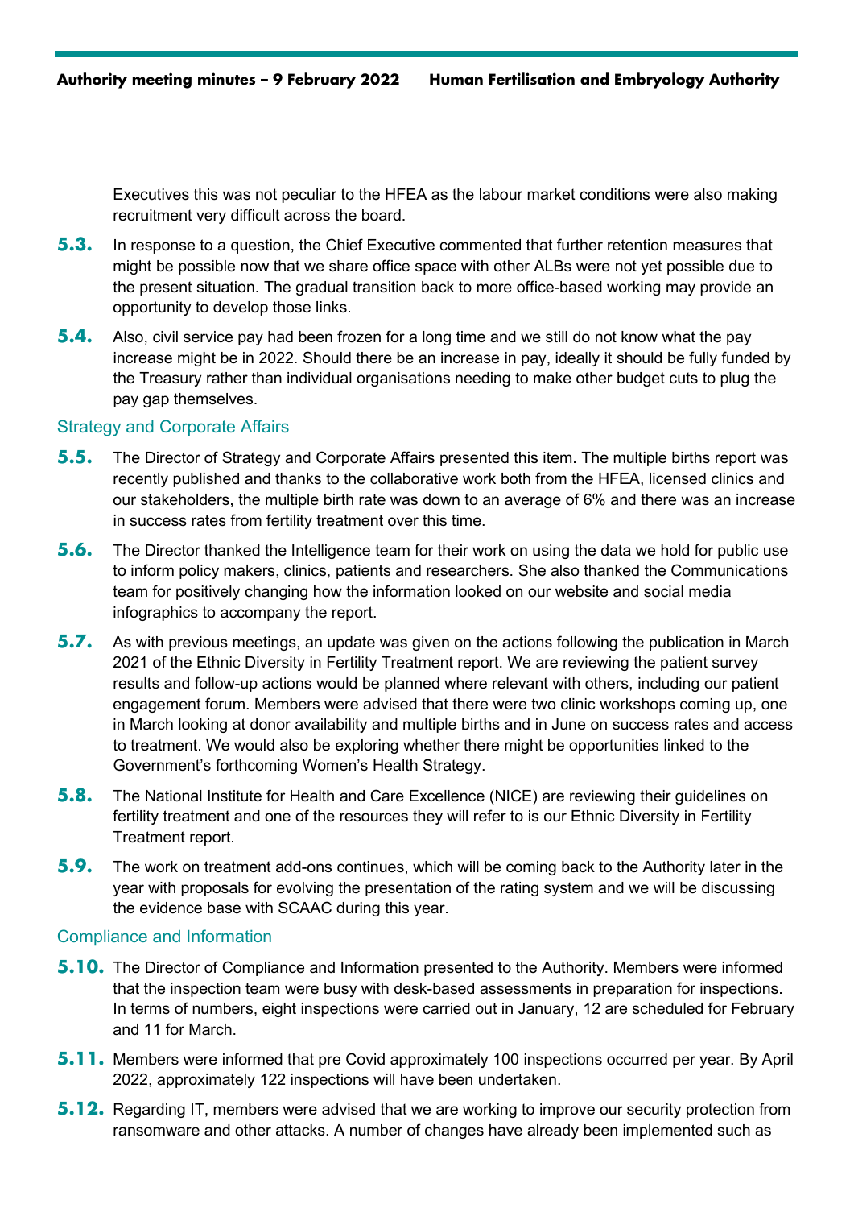Executives this was not peculiar to the HFEA as the labour market conditions were also making recruitment very difficult across the board.

**5.3.** In response to a question, the Chief Executive commented that further retention measures that might be possible now that we share office space with other ALBs were not yet possible due to the present situation. The gradual transition back to more office-based working may provide an opportunity to develop those links.

**5.4.** Also, civil service pay had been frozen for a long time and we still do not know what the pay increase might be in 2022. Should there be an increase in pay, ideally it should be fully funded by the Treasury rather than individual organisations needing to make other budget cuts to plug the pay gap themselves.

### Strategy and Corporate Affairs

**5.5.** The Director of Strategy and Corporate Affairs presented this item. The multiple births report was recently published and thanks to the collaborative work both from the HFEA, licensed clinics and our stakeholders, the multiple birth rate was down to an average of 6% and there was an increase in success rates from fertility treatment over this time.

**5.6.** The Director thanked the Intelligence team for their work on using the data we hold for public use to inform policy makers, clinics, patients and researchers. She also thanked the Communications team for positively changing how the information looked on our website and social media infographics to accompany the report.

**5.7.** As with previous meetings, an update was given on the actions following the publication in March 2021 of the Ethnic Diversity in Fertility Treatment report. We are reviewing the patient survey results and follow-up actions would be planned where relevant with others, including our patient engagement forum. Members were advised that there were two clinic workshops coming up, one in March looking at donor availability and multiple births and in June on success rates and access to treatment. We would also be exploring whether there might be opportunities linked to the Government's forthcoming Women's Health Strategy.

**5.8.** The National Institute for Health and Care Excellence (NICE) are reviewing their guidelines on fertility treatment and one of the resources they will refer to is our Ethnic Diversity in Fertility Treatment report.

**5.9.** The work on treatment add-ons continues, which will be coming back to the Authority later in the year with proposals for evolving the presentation of the rating system and we will be discussing the evidence base with SCAAC during this year.

### Compliance and Information

**5.10.** The Director of Compliance and Information presented to the Authority. Members were informed that the inspection team were busy with desk-based assessments in preparation for inspections. In terms of numbers, eight inspections were carried out in January, 12 are scheduled for February and 11 for March.

**5.11.** Members were informed that pre Covid approximately 100 inspections occurred per year. By April 2022, approximately 122 inspections will have been undertaken.

**5.12.** Regarding IT, members were advised that we are working to improve our security protection from ransomware and other attacks. A number of changes have already been implemented such as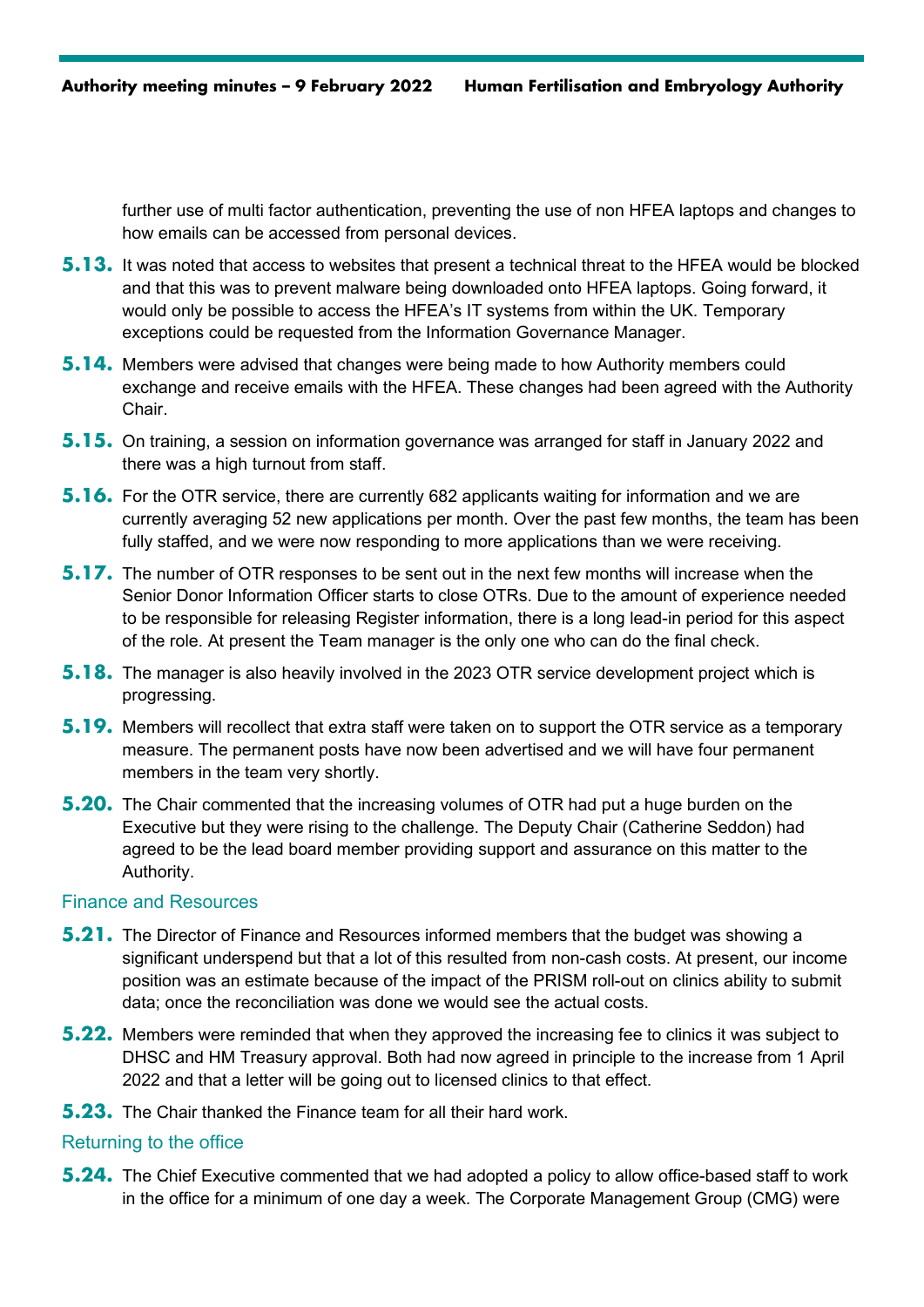further use of multi factor authentication, preventing the use of non HFEA laptops and changes to how emails can be accessed from personal devices.

**5.13.** It was noted that access to websites that present a technical threat to the HFEA would be blocked and that this was to prevent malware being downloaded onto HFEA laptops. Going forward, it would only be possible to access the HFEA's IT systems from within the UK. Temporary exceptions could be requested from the Information Governance Manager.

**5.14.** Members were advised that changes were being made to how Authority members could exchange and receive emails with the HFEA. These changes had been agreed with the Authority Chair.

**5.15.** On training, a session on information governance was arranged for staff in January 2022 and there was a high turnout from staff.

**5.16.** For the OTR service, there are currently 682 applicants waiting for information and we are currently averaging 52 new applications per month. Over the past few months, the team has been fully staffed, and we were now responding to more applications than we were receiving.

**5.17.** The number of OTR responses to be sent out in the next few months will increase when the Senior Donor Information Officer starts to close OTRs. Due to the amount of experience needed to be responsible for releasing Register information, there is a long lead-in period for this aspect of the role. At present the Team manager is the only one who can do the final check.

**5.18.** The manager is also heavily involved in the 2023 OTR service development project which is progressing.

**5.19.** Members will recollect that extra staff were taken on to support the OTR service as a temporary measure. The permanent posts have now been advertised and we will have four permanent members in the team very shortly.

**5.20.** The Chair commented that the increasing volumes of OTR had put a huge burden on the Executive but they were rising to the challenge. The Deputy Chair (Catherine Seddon) had agreed to be the lead board member providing support and assurance on this matter to the Authority.

### Finance and Resources

**5.21.** The Director of Finance and Resources informed members that the budget was showing a significant underspend but that a lot of this resulted from non-cash costs. At present, our income position was an estimate because of the impact of the PRISM roll-out on clinics ability to submit data; once the reconciliation was done we would see the actual costs.

**5.22.** Members were reminded that when they approved the increasing fee to clinics it was subject to DHSC and HM Treasury approval. Both had now agreed in principle to the increase from 1 April 2022 and that a letter will be going out to licensed clinics to that effect.

**5.23.** The Chair thanked the Finance team for all their hard work.

### Returning to the office

**5.24.** The Chief Executive commented that we had adopted a policy to allow office-based staff to work in the office for a minimum of one day a week. The Corporate Management Group (CMG) were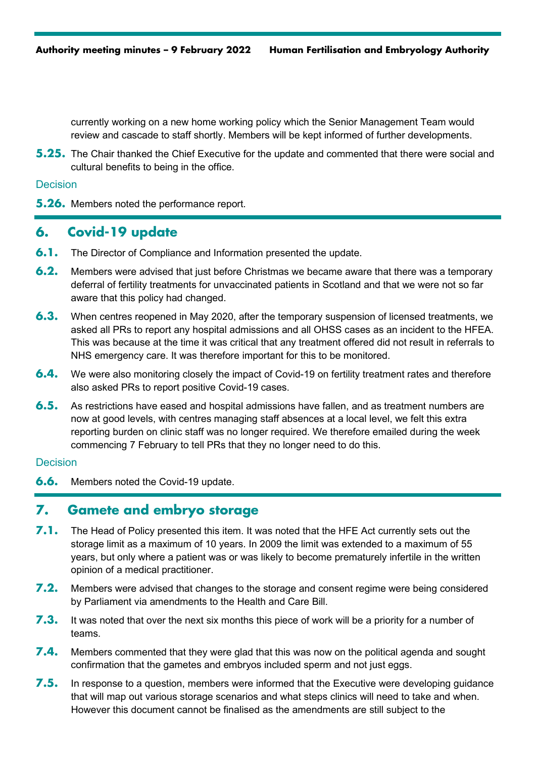currently working on a new home working policy which the Senior Management Team would review and cascade to staff shortly. Members will be kept informed of further developments.

**5.25.** The Chair thanked the Chief Executive for the update and commented that there were social and cultural benefits to being in the office.

### Decision

**5.26.** Members noted the performance report.

## 6. Covid-19 update

**6.1.** The Director of Compliance and Information presented the update.

**6.2.** Members were advised that just before Christmas we became aware that there was a temporary deferral of fertility treatments for unvaccinated patients in Scotland and that we were not so far aware that this policy had changed.

**6.3.** When centres reopened in May 2020, after the temporary suspension of licensed treatments, we asked all PRs to report any hospital admissions and all OHSS cases as an incident to the HFEA. This was because at the time it was critical that any treatment offered did not result in referrals to NHS emergency care. It was therefore important for this to be monitored.

**6.4.** We were also monitoring closely the impact of Covid-19 on fertility treatment rates and therefore also asked PRs to report positive Covid-19 cases.

**6.5.** As restrictions have eased and hospital admissions have fallen, and as treatment numbers are now at good levels, with centres managing staff absences at a local level, we felt this extra reporting burden on clinic staff was no longer required. We therefore emailed during the week commencing 7 February to tell PRs that they no longer need to do this.

### Decision

**6.6.** Members noted the Covid-19 update.

## 7. Gamete and embryo storage

**7.1.** The Head of Policy presented this item. It was noted that the HFE Act currently sets out the storage limit as a maximum of 10 years. In 2009 the limit was extended to a maximum of 55 years, but only where a patient was or was likely to become prematurely infertile in the written opinion of a medical practitioner.

**7.2.** Members were advised that changes to the storage and consent regime were being considered by Parliament via amendments to the Health and Care Bill.

**7.3.** It was noted that over the next six months this piece of work will be a priority for a number of teams.

**7.4.** Members commented that they were glad that this was now on the political agenda and sought confirmation that the gametes and embryos included sperm and not just eggs.

**7.5.** In response to a question, members were informed that the Executive were developing guidance that will map out various storage scenarios and what steps clinics will need to take and when. However this document cannot be finalised as the amendments are still subject to the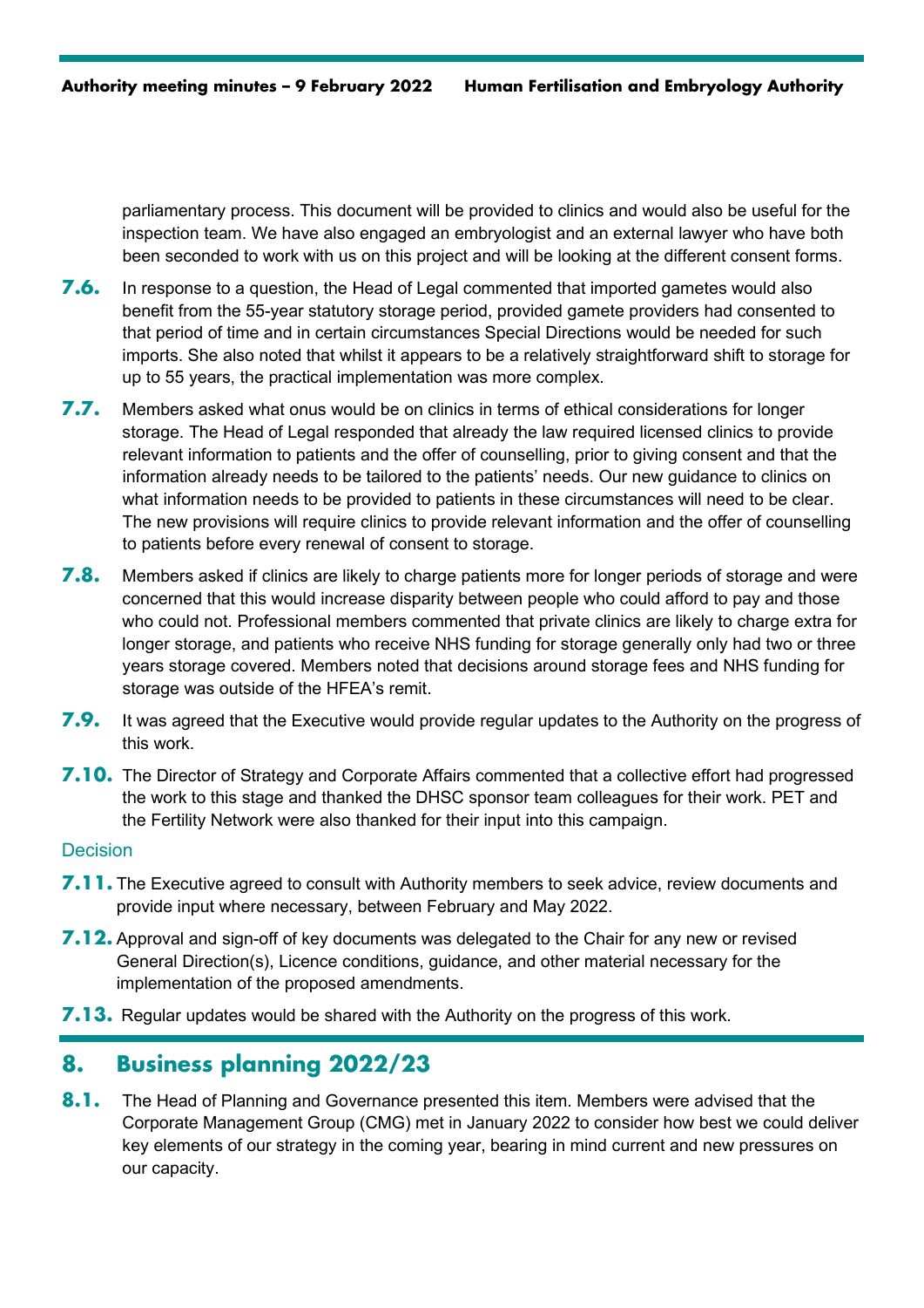parliamentary process. This document will be provided to clinics and would also be useful for the inspection team. We have also engaged an embryologist and an external lawyer who have both been seconded to work with us on this project and will be looking at the different consent forms.

**7.6.** In response to a question, the Head of Legal commented that imported gametes would also benefit from the 55-year statutory storage period, provided gamete providers had consented to that period of time and in certain circumstances Special Directions would be needed for such imports. She also noted that whilst it appears to be a relatively straightforward shift to storage for up to 55 years, the practical implementation was more complex.

**7.7.** Members asked what onus would be on clinics in terms of ethical considerations for longer storage. The Head of Legal responded that already the law required licensed clinics to provide relevant information to patients and the offer of counselling, prior to giving consent and that the information already needs to be tailored to the patients' needs. Our new guidance to clinics on what information needs to be provided to patients in these circumstances will need to be clear. The new provisions will require clinics to provide relevant information and the offer of counselling to patients before every renewal of consent to storage.

**7.8.** Members asked if clinics are likely to charge patients more for longer periods of storage and were concerned that this would increase disparity between people who could afford to pay and those who could not. Professional members commented that private clinics are likely to charge extra for longer storage, and patients who receive NHS funding for storage generally only had two or three years storage covered. Members noted that decisions around storage fees and NHS funding for storage was outside of the HFEA's remit.

**7.9.** It was agreed that the Executive would provide regular updates to the Authority on the progress of this work.

**7.10.** The Director of Strategy and Corporate Affairs commented that a collective effort had progressed the work to this stage and thanked the DHSC sponsor team colleagues for their work. PET and the Fertility Network were also thanked for their input into this campaign.

### Decision

**7.11.** The Executive agreed to consult with Authority members to seek advice, review documents and provide input where necessary, between February and May 2022.

**7.12.** Approval and sign-off of key documents was delegated to the Chair for any new or revised General Direction(s), Licence conditions, guidance, and other material necessary for the implementation of the proposed amendments.

**7.13.** Regular updates would be shared with the Authority on the progress of this work.

## 8. Business planning 2022/23

**8.1.** The Head of Planning and Governance presented this item. Members were advised that the Corporate Management Group (CMG) met in January 2022 to consider how best we could deliver key elements of our strategy in the coming year, bearing in mind current and new pressures on our capacity.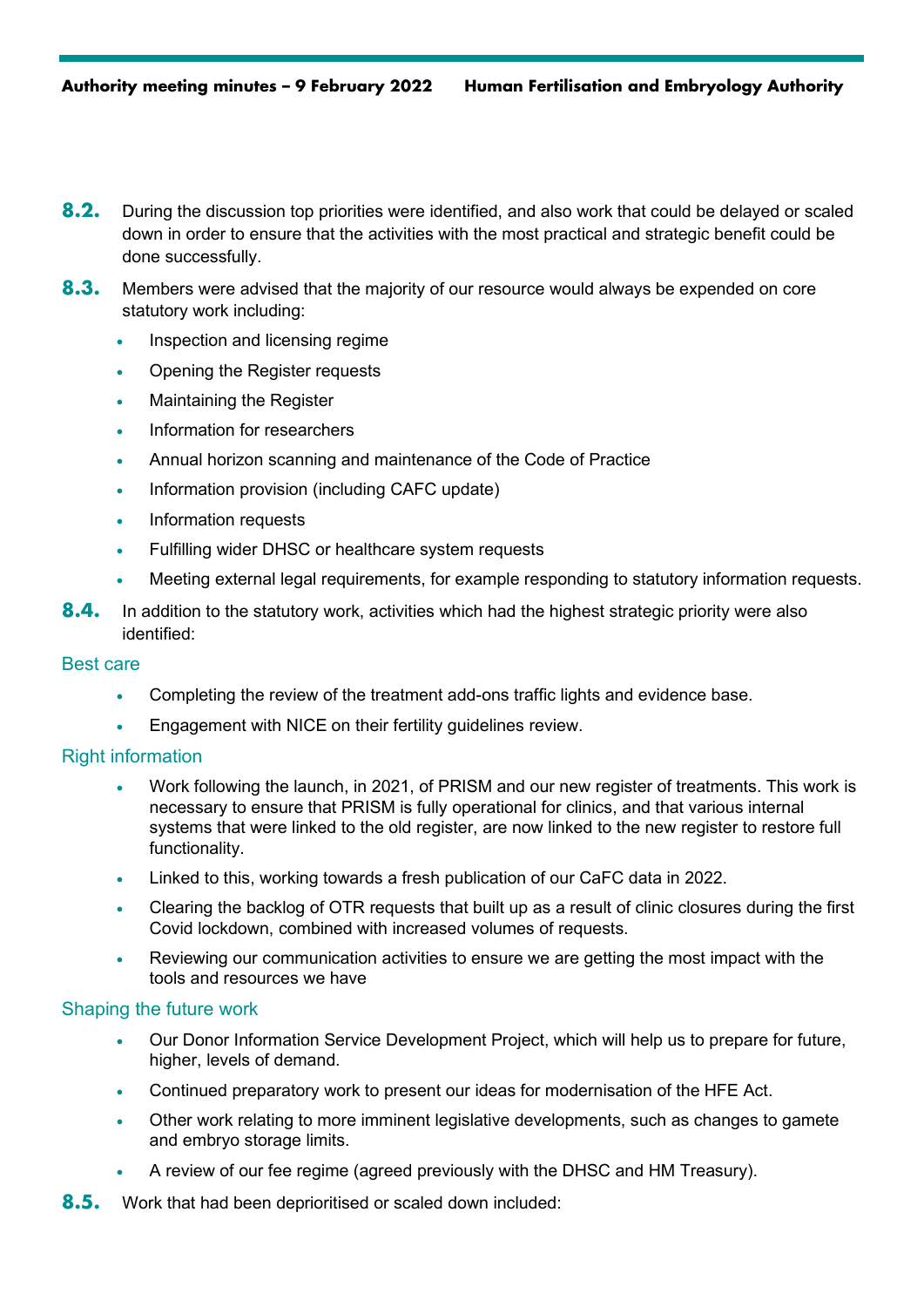**8.2.** During the discussion top priorities were identified, and also work that could be delayed or scaled down in order to ensure that the activities with the most practical and strategic benefit could be done successfully.

**8.3.** Members were advised that the majority of our resource would always be expended on core statutory work including:

- Inspection and licensing regime
- Opening the Register requests
- Maintaining the Register
- Information for researchers
- Annual horizon scanning and maintenance of the Code of Practice
- Information provision (including CAFC update)
- Information requests
- Fulfilling wider DHSC or healthcare system requests
- Meeting external legal requirements, for example responding to statutory information requests.

**8.4.** In addition to the statutory work, activities which had the highest strategic priority were also identified:

### Best care

- Completing the review of the treatment add-ons traffic lights and evidence base.
- Engagement with NICE on their fertility guidelines review.

### Right information

- Work following the launch, in 2021, of PRISM and our new register of treatments. This work is necessary to ensure that PRISM is fully operational for clinics, and that various internal systems that were linked to the old register, are now linked to the new register to restore full functionality.
- Linked to this, working towards a fresh publication of our CaFC data in 2022.
- Clearing the backlog of OTR requests that built up as a result of clinic closures during the first Covid lockdown, combined with increased volumes of requests.
- Reviewing our communication activities to ensure we are getting the most impact with the tools and resources we have

### Shaping the future work

- Our Donor Information Service Development Project, which will help us to prepare for future, higher, levels of demand.
- Continued preparatory work to present our ideas for modernisation of the HFE Act.
- Other work relating to more imminent legislative developments, such as changes to gamete and embryo storage limits.
- A review of our fee regime (agreed previously with the DHSC and HM Treasury).

**8.5.** Work that had been deprioritised or scaled down included: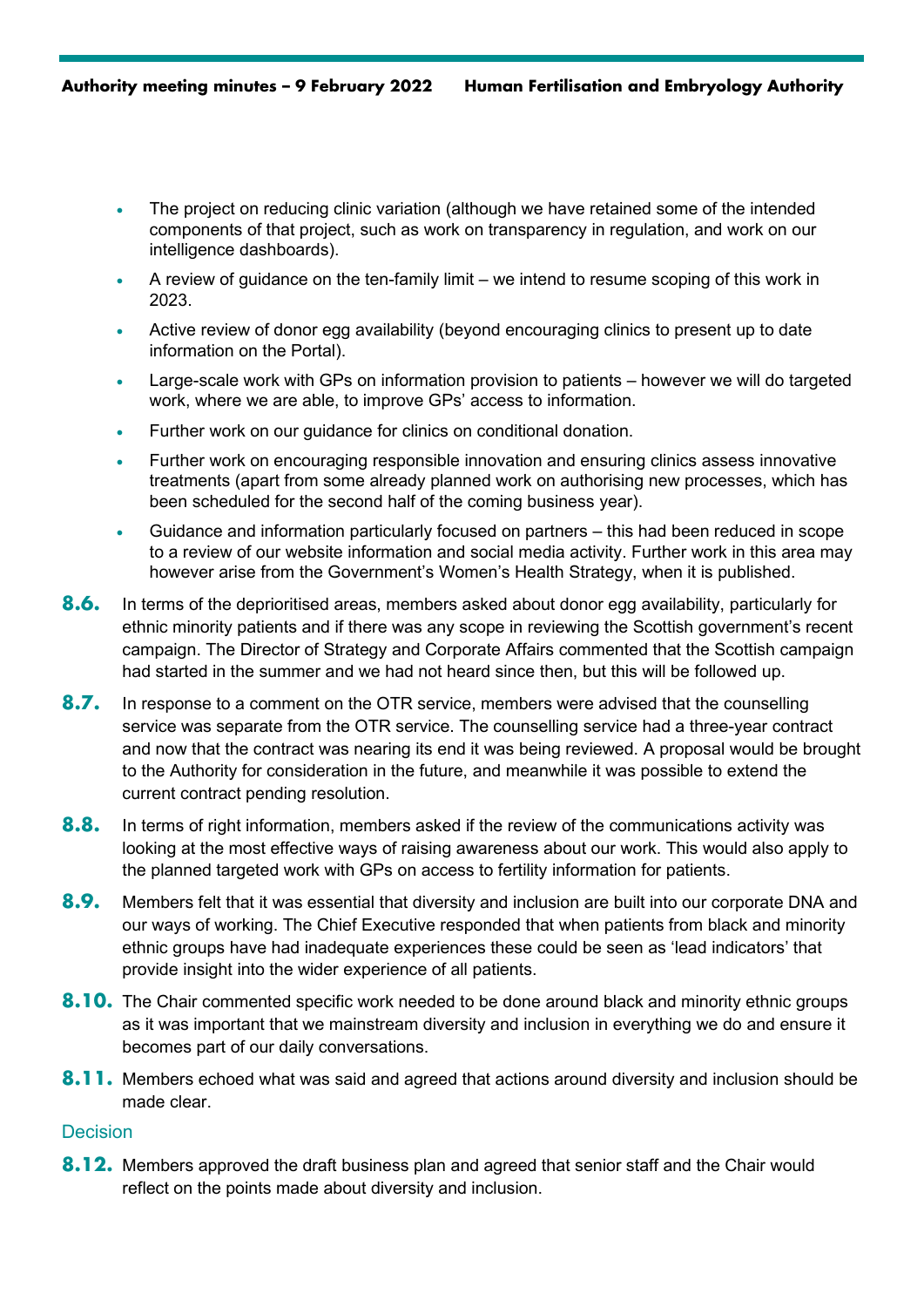- The project on reducing clinic variation (although we have retained some of the intended components of that project, such as work on transparency in regulation, and work on our intelligence dashboards).
- A review of guidance on the ten-family limit – we intend to resume scoping of this work in 2023.
- Active review of donor egg availability (beyond encouraging clinics to present up to date information on the Portal).
- Large-scale work with GPs on information provision to patients – however we will do targeted work, where we are able, to improve GPs' access to information.
- Further work on our guidance for clinics on conditional donation.
- Further work on encouraging responsible innovation and ensuring clinics assess innovative treatments (apart from some already planned work on authorising new processes, which has been scheduled for the second half of the coming business year).
- Guidance and information particularly focused on partners – this had been reduced in scope to a review of our website information and social media activity. Further work in this area may however arise from the Government's Women's Health Strategy, when it is published.

**8.6.** In terms of the deprioritised areas, members asked about donor egg availability, particularly for ethnic minority patients and if there was any scope in reviewing the Scottish government's recent campaign. The Director of Strategy and Corporate Affairs commented that the Scottish campaign had started in the summer and we had not heard since then, but this will be followed up.

**8.7.** In response to a comment on the OTR service, members were advised that the counselling service was separate from the OTR service. The counselling service had a three-year contract and now that the contract was nearing its end it was being reviewed. A proposal would be brought to the Authority for consideration in the future, and meanwhile it was possible to extend the current contract pending resolution.

**8.8.** In terms of right information, members asked if the review of the communications activity was looking at the most effective ways of raising awareness about our work. This would also apply to the planned targeted work with GPs on access to fertility information for patients.

**8.9.** Members felt that it was essential that diversity and inclusion are built into our corporate DNA and our ways of working. The Chief Executive responded that when patients from black and minority ethnic groups have had inadequate experiences these could be seen as 'lead indicators' that provide insight into the wider experience of all patients.

**8.10.** The Chair commented specific work needed to be done around black and minority ethnic groups as it was important that we mainstream diversity and inclusion in everything we do and ensure it becomes part of our daily conversations.

**8.11.** Members echoed what was said and agreed that actions around diversity and inclusion should be made clear.

### Decision

**8.12.** Members approved the draft business plan and agreed that senior staff and the Chair would reflect on the points made about diversity and inclusion.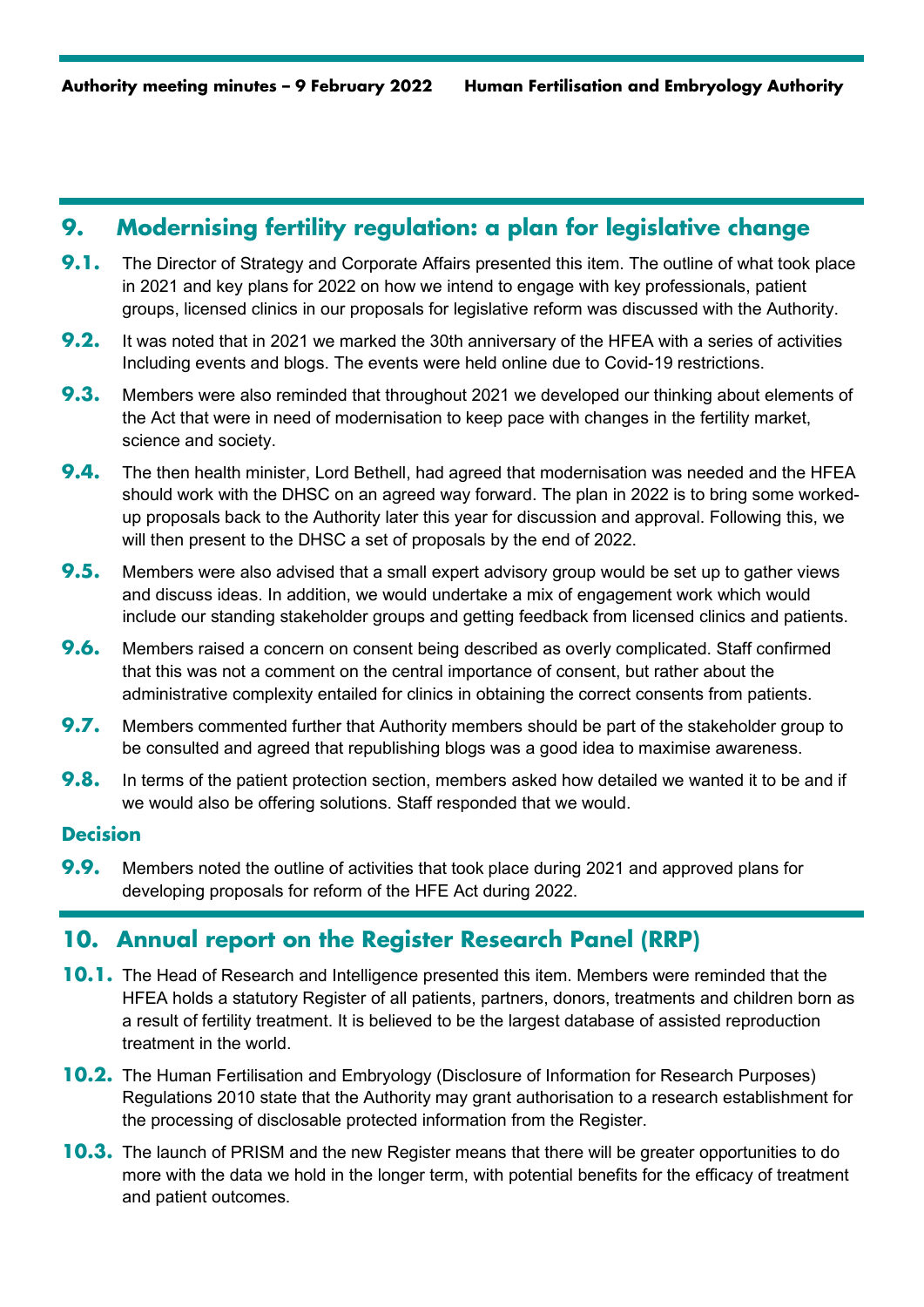## 9. Modernising fertility regulation: a plan for legislative change

**9.1.** The Director of Strategy and Corporate Affairs presented this item. The outline of what took place in 2021 and key plans for 2022 on how we intend to engage with key professionals, patient groups, licensed clinics in our proposals for legislative reform was discussed with the Authority.

**9.2.** It was noted that in 2021 we marked the 30th anniversary of the HFEA with a series of activities Including events and blogs. The events were held online due to Covid-19 restrictions.

**9.3.** Members were also reminded that throughout 2021 we developed our thinking about elements of the Act that were in need of modernisation to keep pace with changes in the fertility market, science and society.

**9.4.** The then health minister, Lord Bethell, had agreed that modernisation was needed and the HFEA should work with the DHSC on an agreed way forward. The plan in 2022 is to bring some worked-up proposals back to the Authority later this year for discussion and approval. Following this, we will then present to the DHSC a set of proposals by the end of 2022.

**9.5.** Members were also advised that a small expert advisory group would be set up to gather views and discuss ideas. In addition, we would undertake a mix of engagement work which would include our standing stakeholder groups and getting feedback from licensed clinics and patients.

**9.6.** Members raised a concern on consent being described as overly complicated. Staff confirmed that this was not a comment on the central importance of consent, but rather about the administrative complexity entailed for clinics in obtaining the correct consents from patients.

**9.7.** Members commented further that Authority members should be part of the stakeholder group to be consulted and agreed that republishing blogs was a good idea to maximise awareness.

**9.8.** In terms of the patient protection section, members asked how detailed we wanted it to be and if we would also be offering solutions. Staff responded that we would.

### Decision

**9.9.** Members noted the outline of activities that took place during 2021 and approved plans for developing proposals for reform of the HFE Act during 2022.

## 10. Annual report on the Register Research Panel (RRP)

**10.1.** The Head of Research and Intelligence presented this item. Members were reminded that the HFEA holds a statutory Register of all patients, partners, donors, treatments and children born as a result of fertility treatment. It is believed to be the largest database of assisted reproduction treatment in the world.

**10.2.** The Human Fertilisation and Embryology (Disclosure of Information for Research Purposes) Regulations 2010 state that the Authority may grant authorisation to a research establishment for the processing of disclosable protected information from the Register.

**10.3.** The launch of PRISM and the new Register means that there will be greater opportunities to do more with the data we hold in the longer term, with potential benefits for the efficacy of treatment and patient outcomes.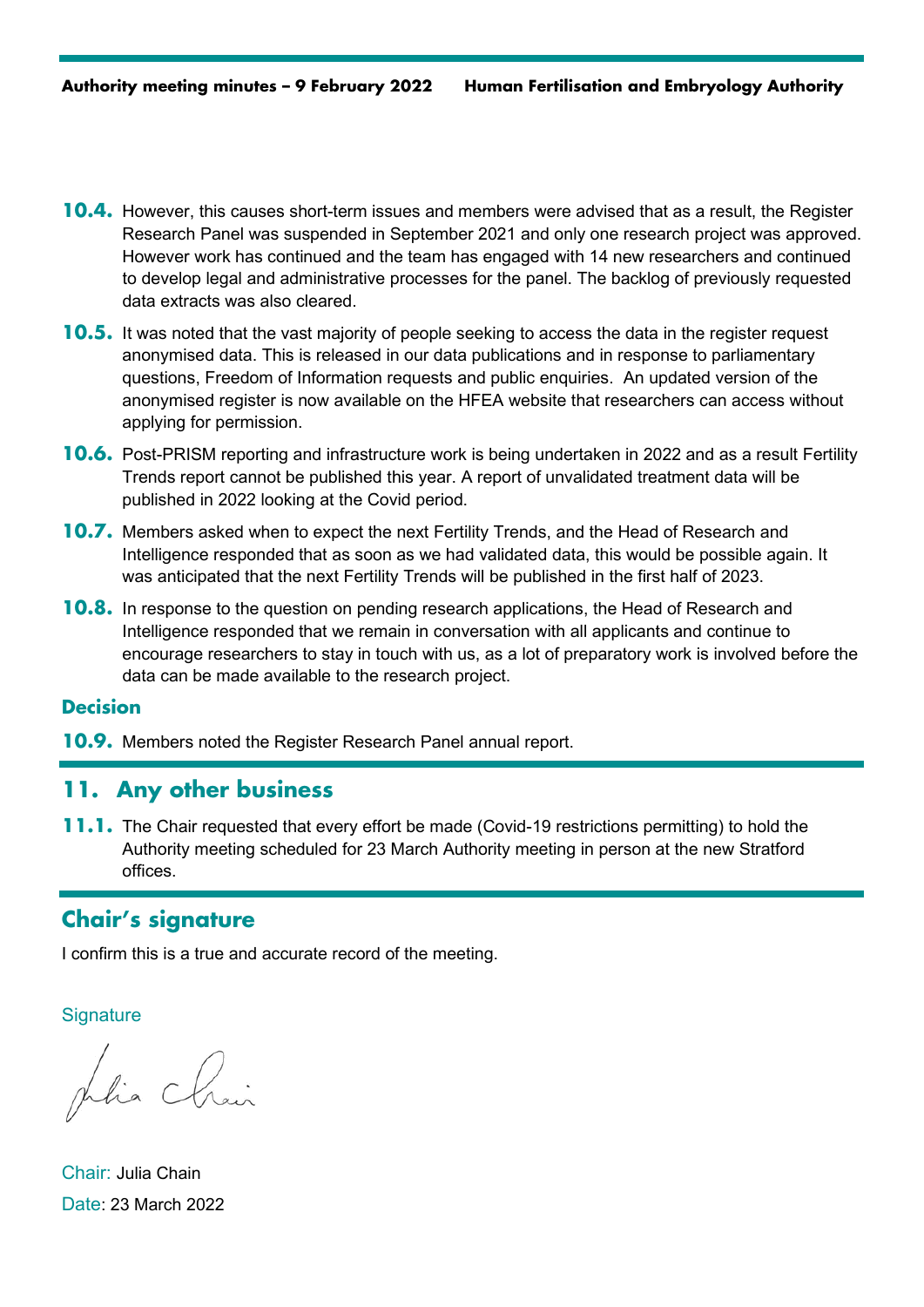**10.4.** However, this causes short-term issues and members were advised that as a result, the Register Research Panel was suspended in September 2021 and only one research project was approved. However work has continued and the team has engaged with 14 new researchers and continued to develop legal and administrative processes for the panel. The backlog of previously requested data extracts was also cleared.

**10.5.** It was noted that the vast majority of people seeking to access the data in the register request anonymised data. This is released in our data publications and in response to parliamentary questions, Freedom of Information requests and public enquiries.  An updated version of the anonymised register is now available on the HFEA website that researchers can access without applying for permission.

**10.6.** Post-PRISM reporting and infrastructure work is being undertaken in 2022 and as a result Fertility Trends report cannot be published this year. A report of unvalidated treatment data will be published in 2022 looking at the Covid period.

**10.7.** Members asked when to expect the next Fertility Trends, and the Head of Research and Intelligence responded that as soon as we had validated data, this would be possible again. It was anticipated that the next Fertility Trends will be published in the first half of 2023.

**10.8.** In response to the question on pending research applications, the Head of Research and Intelligence responded that we remain in conversation with all applicants and continue to encourage researchers to stay in touch with us, as a lot of preparatory work is involved before the data can be made available to the research project.

### Decision

**10.9.** Members noted the Register Research Panel annual report.

## 11. Any other business

**11.1.** The Chair requested that every effort be made (Covid-19 restrictions permitting) to hold the Authority meeting scheduled for 23 March Authority meeting in person at the new Stratford offices.

## Chair's signature

I confirm this is a true and accurate record of the meeting.

Signature

Chair: Julia Chain

Date: 23 March 2022